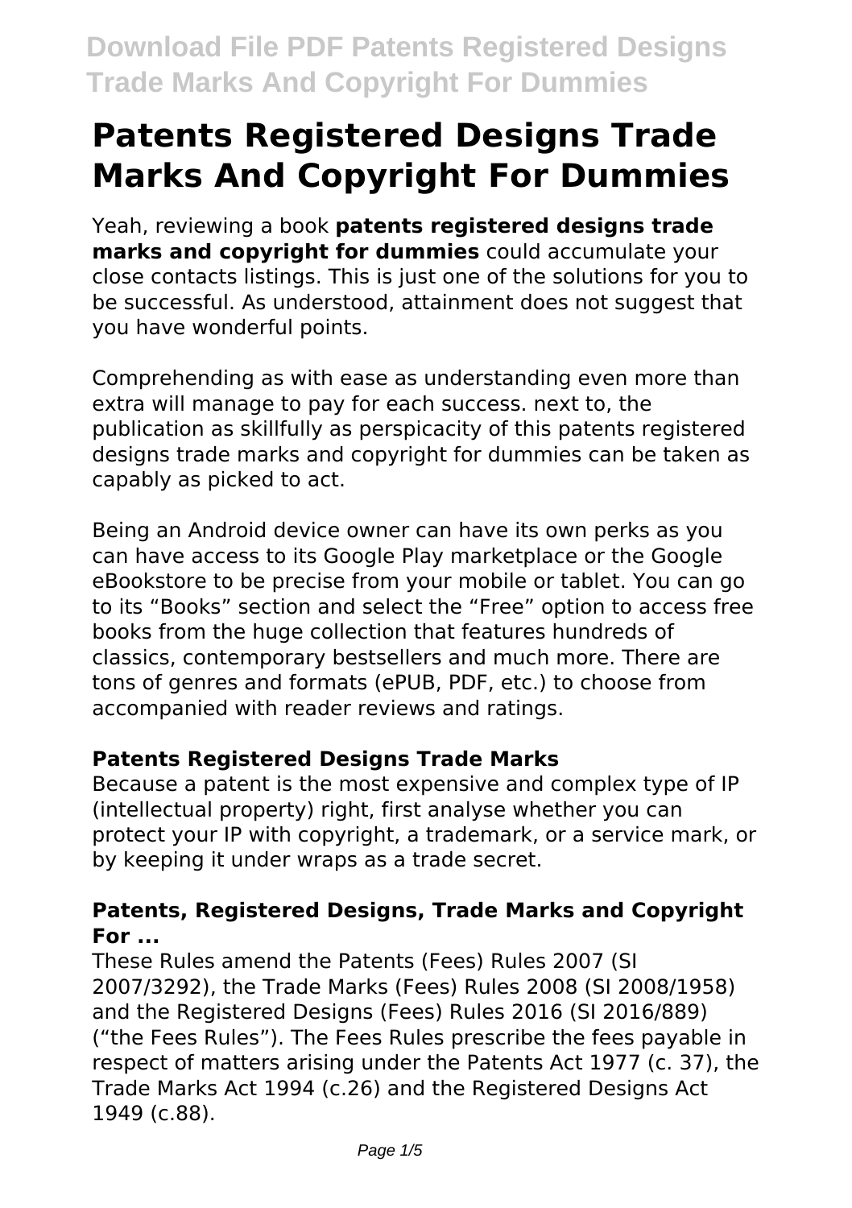# Patents Registered Designs Trade Marks And Copyright For Dummies

Yeah, reviewing a book **patents registered designs trade marks and copyright for dummies** could accumulate your close contacts listings. This is just one of the solutions for you to be successful. As understood, attainment does not suggest that you have wonderful points.

Comprehending as with ease as understanding even more than extra will manage to pay for each success. next to, the publication as skillfully as perspicacity of this patents registered designs trade marks and copyright for dummies can be taken as capably as picked to act.

Being an Android device owner can have its own perks as you can have access to its Google Play marketplace or the Google eBookstore to be precise from your mobile or tablet. You can go to its "Books" section and select the "Free" option to access free books from the huge collection that features hundreds of classics, contemporary bestsellers and much more. There are tons of genres and formats (ePUB, PDF, etc.) to choose from accompanied with reader reviews and ratings.

### Patents Registered Designs Trade Marks

Because a patent is the most expensive and complex type of IP (intellectual property) right, first analyse whether you can protect your IP with copyright, a trademark, or a service mark, or by keeping it under wraps as a trade secret.

### Patents, Registered Designs, Trade Marks and Copyright For ...

These Rules amend the Patents (Fees) Rules 2007 (SI 2007/3292), the Trade Marks (Fees) Rules 2008 (SI 2008/1958) and the Registered Designs (Fees) Rules 2016 (SI 2016/889) ("the Fees Rules"). The Fees Rules prescribe the fees payable in respect of matters arising under the Patents Act 1977 (c. 37), the Trade Marks Act 1994 (c.26) and the Registered Designs Act 1949 (c.88).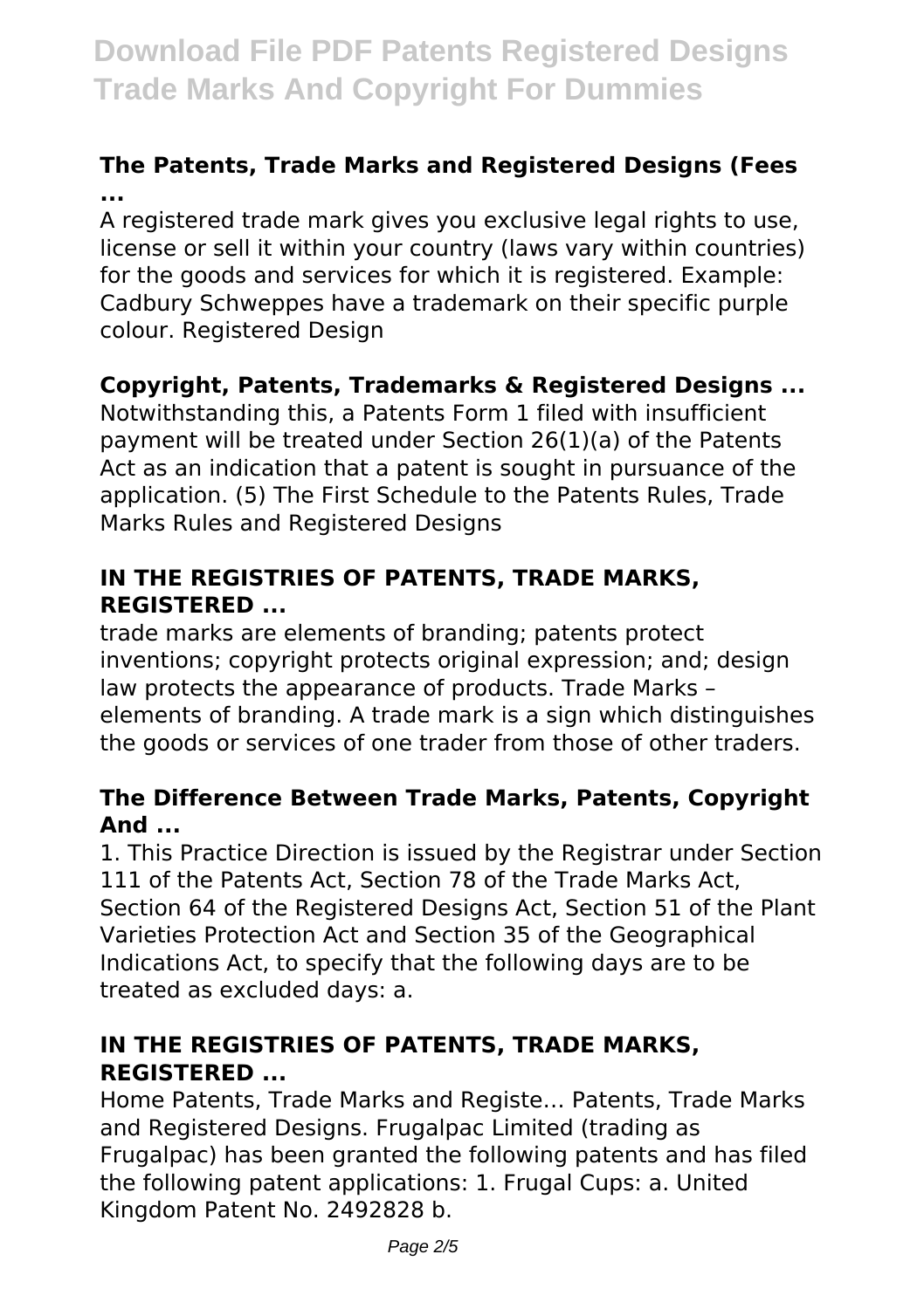### The Patents, Trade Marks and Registered Designs (Fees ...

A registered trade mark gives you exclusive legal rights to use, license or sell it within your country (laws vary within countries) for the goods and services for which it is registered. Example: Cadbury Schweppes have a trademark on their specific purple colour. Registered Design

### Copyright, Patents, Trademarks & Registered Designs ...

Notwithstanding this, a Patents Form 1 filed with insufficient payment will be treated under Section 26(1)(a) of the Patents Act as an indication that a patent is sought in pursuance of the application. (5) The First Schedule to the Patents Rules, Trade Marks Rules and Registered Designs

### IN THE REGISTRIES OF PATENTS, TRADE MARKS, REGISTERED ...

trade marks are elements of branding; patents protect inventions; copyright protects original expression; and; design law protects the appearance of products. Trade Marks – elements of branding. A trade mark is a sign which distinguishes the goods or services of one trader from those of other traders.

### The Difference Between Trade Marks, Patents, Copyright And ...

1. This Practice Direction is issued by the Registrar under Section 111 of the Patents Act, Section 78 of the Trade Marks Act, Section 64 of the Registered Designs Act, Section 51 of the Plant Varieties Protection Act and Section 35 of the Geographical Indications Act, to specify that the following days are to be treated as excluded days: a.

### IN THE REGISTRIES OF PATENTS, TRADE MARKS, REGISTERED ...

Home Patents, Trade Marks and Registe… Patents, Trade Marks and Registered Designs. Frugalpac Limited (trading as Frugalpac) has been granted the following patents and has filed the following patent applications: 1. Frugal Cups: a. United Kingdom Patent No. 2492828 b.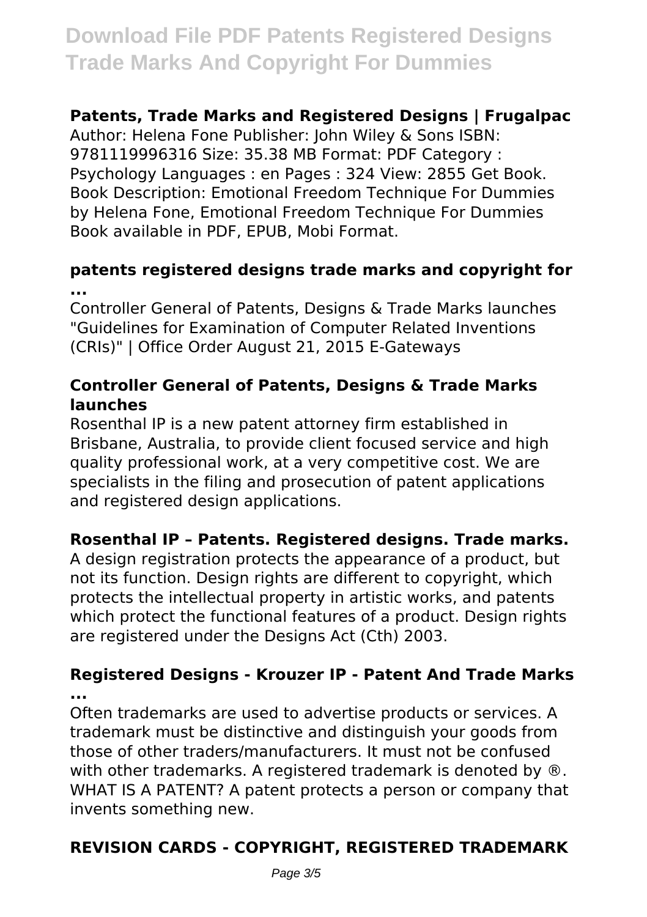### Patents, Trade Marks and Registered Designs | Frugalpac

Author: Helena Fone Publisher: John Wiley & Sons ISBN: 9781119996316 Size: 35.38 MB Format: PDF Category : Psychology Languages : en Pages : 324 View: 2855 Get Book. Book Description: Emotional Freedom Technique For Dummies by Helena Fone, Emotional Freedom Technique For Dummies Book available in PDF, EPUB, Mobi Format.

### patents registered designs trade marks and copyright for ...

Controller General of Patents, Designs & Trade Marks launches "Guidelines for Examination of Computer Related Inventions (CRIs)" | Office Order August 21, 2015 E-Gateways

### Controller General of Patents, Designs & Trade Marks launches

Rosenthal IP is a new patent attorney firm established in Brisbane, Australia, to provide client focused service and high quality professional work, at a very competitive cost. We are specialists in the filing and prosecution of patent applications and registered design applications.

### Rosenthal IP – Patents. Registered designs. Trade marks.

A design registration protects the appearance of a product, but not its function. Design rights are different to copyright, which protects the intellectual property in artistic works, and patents which protect the functional features of a product. Design rights are registered under the Designs Act (Cth) 2003.

### Registered Designs - Krouzer IP - Patent And Trade Marks ...

Often trademarks are used to advertise products or services. A trademark must be distinctive and distinguish your goods from those of other traders/manufacturers. It must not be confused with other trademarks. A registered trademark is denoted by ®. WHAT IS A PATENT? A patent protects a person or company that invents something new.

### REVISION CARDS - COPYRIGHT, REGISTERED TRADEMARK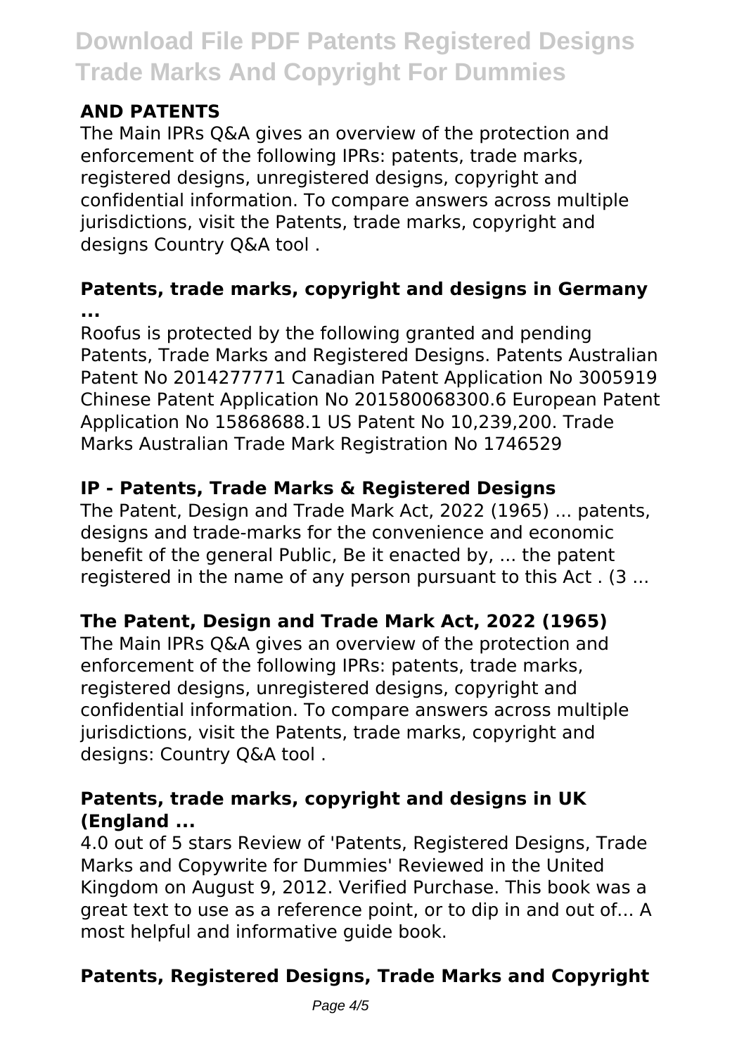## AND PATENTS

The Main IPRs Q&A gives an overview of the protection and enforcement of the following IPRs: patents, trade marks, registered designs, unregistered designs, copyright and confidential information. To compare answers across multiple jurisdictions, visit the Patents, trade marks, copyright and designs Country Q&A tool .

## Patents, trade marks, copyright and designs in Germany ...

Roofus is protected by the following granted and pending Patents, Trade Marks and Registered Designs. Patents Australian Patent No 2014277771 Canadian Patent Application No 3005919 Chinese Patent Application No 201580068300.6 European Patent Application No 15868688.1 US Patent No 10,239,200. Trade Marks Australian Trade Mark Registration No 1746529

## IP - Patents, Trade Marks & Registered Designs

The Patent, Design and Trade Mark Act, 2022 (1965) ... patents, designs and trade-marks for the convenience and economic benefit of the general Public, Be it enacted by, ... the patent registered in the name of any person pursuant to this Act . (3 ...

## The Patent, Design and Trade Mark Act, 2022 (1965)

The Main IPRs Q&A gives an overview of the protection and enforcement of the following IPRs: patents, trade marks, registered designs, unregistered designs, copyright and confidential information. To compare answers across multiple jurisdictions, visit the Patents, trade marks, copyright and designs: Country Q&A tool .

## Patents, trade marks, copyright and designs in UK (England ...

4.0 out of 5 stars Review of 'Patents, Registered Designs, Trade Marks and Copywrite for Dummies' Reviewed in the United Kingdom on August 9, 2012. Verified Purchase. This book was a great text to use as a reference point, or to dip in and out of... A most helpful and informative guide book.

## Patents, Registered Designs, Trade Marks and Copyright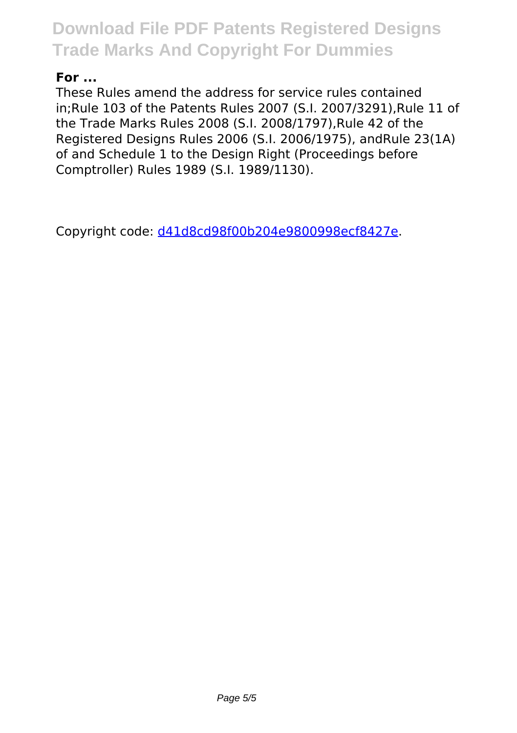**For ...**

These Rules amend the address for service rules contained in;Rule 103 of the Patents Rules 2007 (S.I. 2007/3291),Rule 11 of the Trade Marks Rules 2008 (S.I. 2008/1797),Rule 42 of the Registered Designs Rules 2006 (S.I. 2006/1975), andRule 23(1A) of and Schedule 1 to the Design Right (Proceedings before Comptroller) Rules 1989 (S.I. 1989/1130).

Copyright code: d41d8cd98f00b204e9800998ecf8427e.